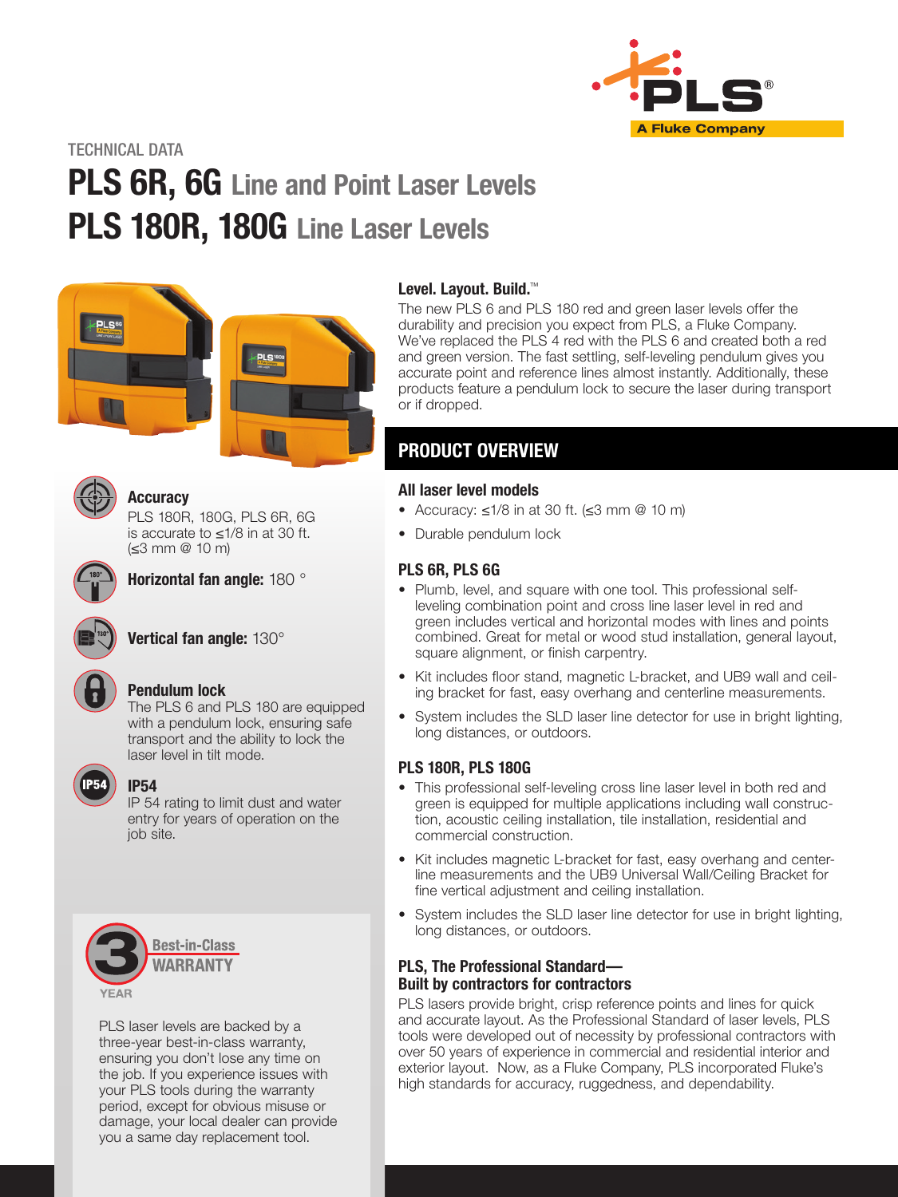TECHNICAL DATA

# PLS 6R, 6G Line and Point Laser Levels
# PLS 180R, 180G Line Laser Levels

**Accuracy**
PLS 180R, 180G, PLS 6R, 6G is accurate to ≤1/8 in at 30 ft. (≤3 mm @ 10 m)

**Horizontal fan angle:** 180 °

**Vertical fan angle:** 130°

**Pendulum lock**
The PLS 6 and PLS 180 are equipped with a pendulum lock, ensuring safe transport and the ability to lock the laser level in tilt mode.

**IP54**
IP 54 rating to limit dust and water entry for years of operation on the job site.

**3 YEAR Best-in-Class WARRANTY**

PLS laser levels are backed by a three-year best-in-class warranty, ensuring you don't lose any time on the job. If you experience issues with your PLS tools during the warranty period, except for obvious misuse or damage, your local dealer can provide you a same day replacement tool.

### Level. Layout. Build.™

The new PLS 6 and PLS 180 red and green laser levels offer the durability and precision you expect from PLS, a Fluke Company. We've replaced the PLS 4 red with the PLS 6 and created both a red and green version. The fast settling, self-leveling pendulum gives you accurate point and reference lines almost instantly. Additionally, these products feature a pendulum lock to secure the laser during transport or if dropped.

## PRODUCT OVERVIEW

### All laser level models

- Accuracy: ≤1/8 in at 30 ft. (≤3 mm @ 10 m)
- Durable pendulum lock

### PLS 6R, PLS 6G

- Plumb, level, and square with one tool. This professional self-leveling combination point and cross line laser level in red and green includes vertical and horizontal modes with lines and points combined. Great for metal or wood stud installation, general layout, square alignment, or finish carpentry.
- Kit includes floor stand, magnetic L-bracket, and UB9 wall and ceiling bracket for fast, easy overhang and centerline measurements.
- System includes the SLD laser line detector for use in bright lighting, long distances, or outdoors.

### PLS 180R, PLS 180G

- This professional self-leveling cross line laser level in both red and green is equipped for multiple applications including wall construction, acoustic ceiling installation, tile installation, residential and commercial construction.
- Kit includes magnetic L-bracket for fast, easy overhang and centerline measurements and the UB9 Universal Wall/Ceiling Bracket for fine vertical adjustment and ceiling installation.
- System includes the SLD laser line detector for use in bright lighting, long distances, or outdoors.

### PLS, The Professional Standard—Built by contractors for contractors

PLS lasers provide bright, crisp reference points and lines for quick and accurate layout. As the Professional Standard of laser levels, PLS tools were developed out of necessity by professional contractors with over 50 years of experience in commercial and residential interior and exterior layout. Now, as a Fluke Company, PLS incorporated Fluke's high standards for accuracy, ruggedness, and dependability.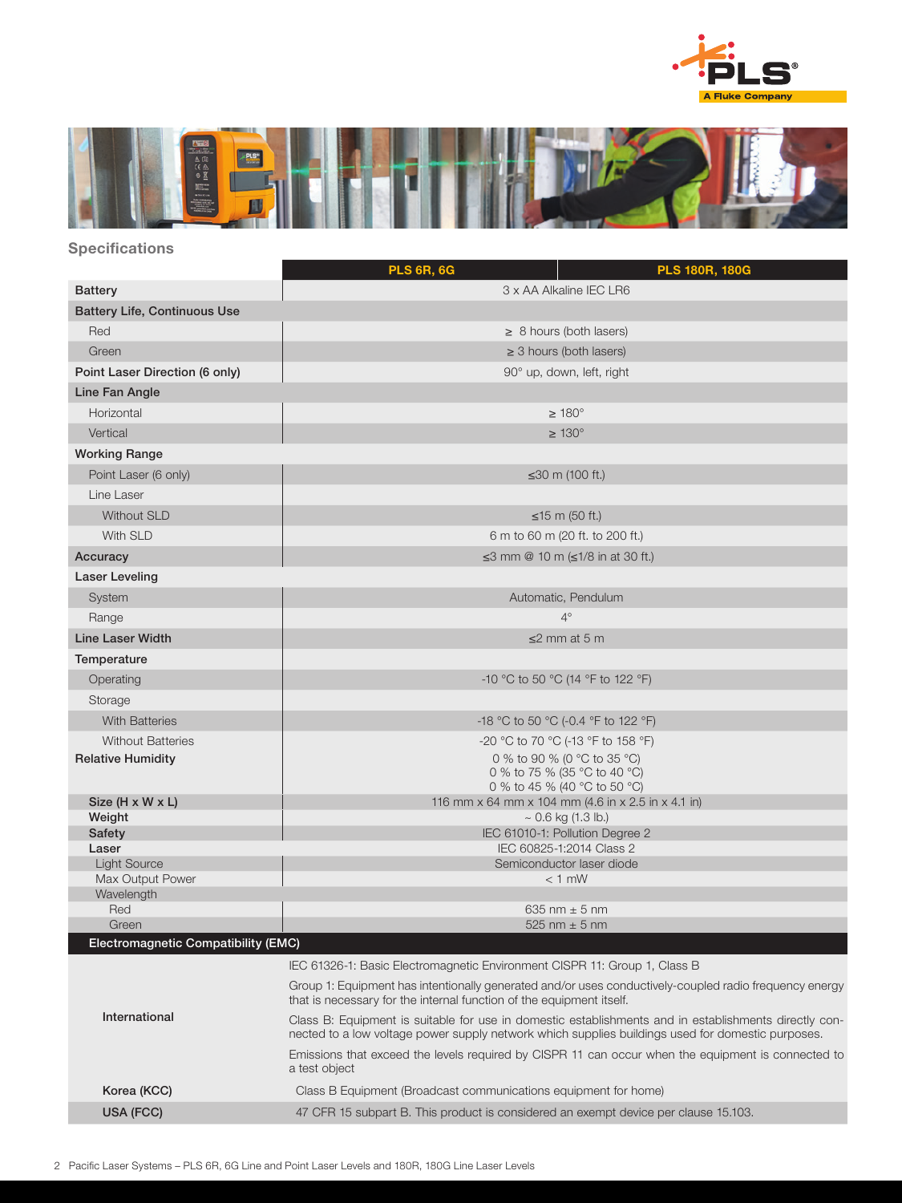## Specifications

| | PLS 6R, 6G | PLS 180R, 180G |
|---|---|---|
| **Battery** | 3 x AA Alkaline IEC LR6 | |
| **Battery Life, Continuous Use** | | |
| Red | ≥ 8 hours (both lasers) | |
| Green | ≥ 3 hours (both lasers) | |
| **Point Laser Direction (6 only)** | 90° up, down, left, right | |
| **Line Fan Angle** | | |
| Horizontal | ≥ 180° | |
| Vertical | ≥ 130° | |
| **Working Range** | | |
| Point Laser (6 only) | ≤30 m (100 ft.) | |
| Line Laser | | |
| Without SLD | ≤15 m (50 ft.) | |
| With SLD | 6 m to 60 m (20 ft. to 200 ft.) | |
| **Accuracy** | ≤3 mm @ 10 m (≤1/8 in at 30 ft.) | |
| **Laser Leveling** | | |
| System | Automatic, Pendulum | |
| Range | 4° | |
| **Line Laser Width** | ≤2 mm at 5 m | |
| **Temperature** | | |
| Operating | -10 °C to 50 °C (14 °F to 122 °F) | |
| Storage | | |
| With Batteries | -18 °C to 50 °C (-0.4 °F to 122 °F) | |
| Without Batteries | -20 °C to 70 °C (-13 °F to 158 °F) | |
| **Relative Humidity** | 0 % to 90 % (0 °C to 35 °C)<br>0 % to 75 % (35 °C to 40 °C)<br>0 % to 45 % (40 °C to 50 °C) | |
| **Size (H x W x L)** | 116 mm x 64 mm x 104 mm (4.6 in x 2.5 in x 4.1 in) | |
| **Weight** | ~ 0.6 kg (1.3 lb.) | |
| **Safety** | IEC 61010-1: Pollution Degree 2 | |
| **Laser** | IEC 60825-1:2014 Class 2 | |
| Light Source | Semiconductor laser diode | |
| Max Output Power | < 1 mW | |
| Wavelength | | |
| Red | 635 nm ± 5 nm | |
| Green | 525 nm ± 5 nm | |

| Electromagnetic Compatibility (EMC) | |
|---|---|
| International | IEC 61326-1: Basic Electromagnetic Environment CISPR 11: Group 1, Class B<br><br>Group 1: Equipment has intentionally generated and/or uses conductively-coupled radio frequency energy that is necessary for the internal function of the equipment itself.<br><br>Class B: Equipment is suitable for use in domestic establishments and in establishments directly connected to a low voltage power supply network which supplies buildings used for domestic purposes.<br><br>Emissions that exceed the levels required by CISPR 11 can occur when the equipment is connected to a test object |
| Korea (KCC) | Class B Equipment (Broadcast communications equipment for home) |
| USA (FCC) | 47 CFR 15 subpart B. This product is considered an exempt device per clause 15.103. |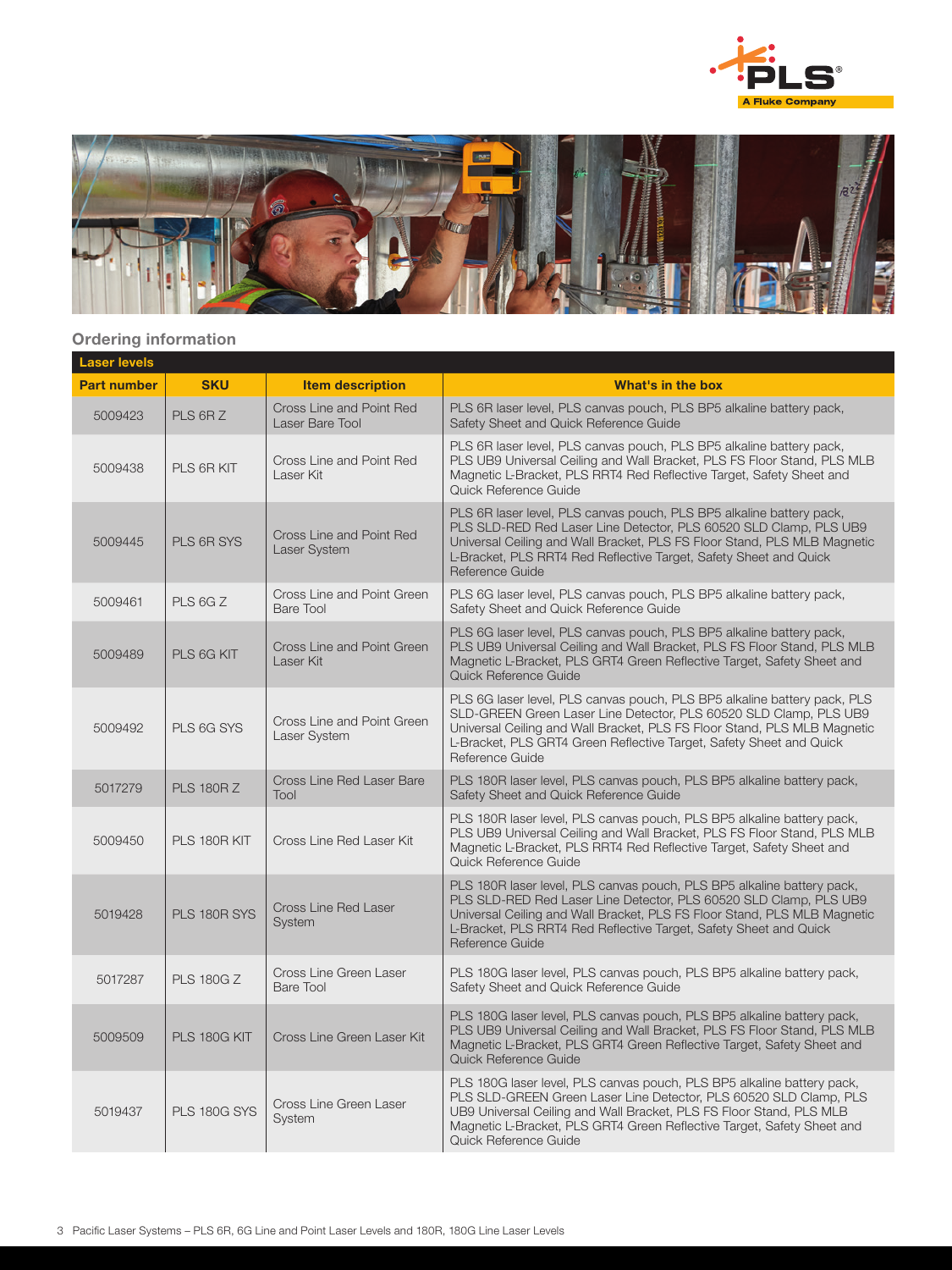## Ordering information

| Part number | SKU | Item description | What's in the box |
|---|---|---|---|
| **Laser levels** | | | |
| 5009423 | PLS 6R Z | Cross Line and Point Red Laser Bare Tool | PLS 6R laser level, PLS canvas pouch, PLS BP5 alkaline battery pack, Safety Sheet and Quick Reference Guide |
| 5009438 | PLS 6R KIT | Cross Line and Point Red Laser Kit | PLS 6R laser level, PLS canvas pouch, PLS BP5 alkaline battery pack, PLS UB9 Universal Ceiling and Wall Bracket, PLS FS Floor Stand, PLS MLB Magnetic L-Bracket, PLS RRT4 Red Reflective Target, Safety Sheet and Quick Reference Guide |
| 5009445 | PLS 6R SYS | Cross Line and Point Red Laser System | PLS 6R laser level, PLS canvas pouch, PLS BP5 alkaline battery pack, PLS SLD-RED Red Laser Line Detector, PLS 60520 SLD Clamp, PLS UB9 Universal Ceiling and Wall Bracket, PLS FS Floor Stand, PLS MLB Magnetic L-Bracket, PLS RRT4 Red Reflective Target, Safety Sheet and Quick Reference Guide |
| 5009461 | PLS 6G Z | Cross Line and Point Green Bare Tool | PLS 6G laser level, PLS canvas pouch, PLS BP5 alkaline battery pack, Safety Sheet and Quick Reference Guide |
| 5009489 | PLS 6G KIT | Cross Line and Point Green Laser Kit | PLS 6G laser level, PLS canvas pouch, PLS BP5 alkaline battery pack, PLS UB9 Universal Ceiling and Wall Bracket, PLS FS Floor Stand, PLS MLB Magnetic L-Bracket, PLS GRT4 Green Reflective Target, Safety Sheet and Quick Reference Guide |
| 5009492 | PLS 6G SYS | Cross Line and Point Green Laser System | PLS 6G laser level, PLS canvas pouch, PLS BP5 alkaline battery pack, PLS SLD-GREEN Green Laser Line Detector, PLS 60520 SLD Clamp, PLS UB9 Universal Ceiling and Wall Bracket, PLS FS Floor Stand, PLS MLB Magnetic L-Bracket, PLS GRT4 Green Reflective Target, Safety Sheet and Quick Reference Guide |
| 5017279 | PLS 180R Z | Cross Line Red Laser Bare Tool | PLS 180R laser level, PLS canvas pouch, PLS BP5 alkaline battery pack, Safety Sheet and Quick Reference Guide |
| 5009450 | PLS 180R KIT | Cross Line Red Laser Kit | PLS 180R laser level, PLS canvas pouch, PLS BP5 alkaline battery pack, PLS UB9 Universal Ceiling and Wall Bracket, PLS FS Floor Stand, PLS MLB Magnetic L-Bracket, PLS RRT4 Red Reflective Target, Safety Sheet and Quick Reference Guide |
| 5019428 | PLS 180R SYS | Cross Line Red Laser System | PLS 180R laser level, PLS canvas pouch, PLS BP5 alkaline battery pack, PLS SLD-RED Red Laser Line Detector, PLS 60520 SLD Clamp, PLS UB9 Universal Ceiling and Wall Bracket, PLS FS Floor Stand, PLS MLB Magnetic L-Bracket, PLS RRT4 Red Reflective Target, Safety Sheet and Quick Reference Guide |
| 5017287 | PLS 180G Z | Cross Line Green Laser Bare Tool | PLS 180G laser level, PLS canvas pouch, PLS BP5 alkaline battery pack, Safety Sheet and Quick Reference Guide |
| 5009509 | PLS 180G KIT | Cross Line Green Laser Kit | PLS 180G laser level, PLS canvas pouch, PLS BP5 alkaline battery pack, PLS UB9 Universal Ceiling and Wall Bracket, PLS FS Floor Stand, PLS MLB Magnetic L-Bracket, PLS GRT4 Green Reflective Target, Safety Sheet and Quick Reference Guide |
| 5019437 | PLS 180G SYS | Cross Line Green Laser System | PLS 180G laser level, PLS canvas pouch, PLS BP5 alkaline battery pack, PLS SLD-GREEN Green Laser Line Detector, PLS 60520 SLD Clamp, PLS UB9 Universal Ceiling and Wall Bracket, PLS FS Floor Stand, PLS MLB Magnetic L-Bracket, PLS GRT4 Green Reflective Target, Safety Sheet and Quick Reference Guide |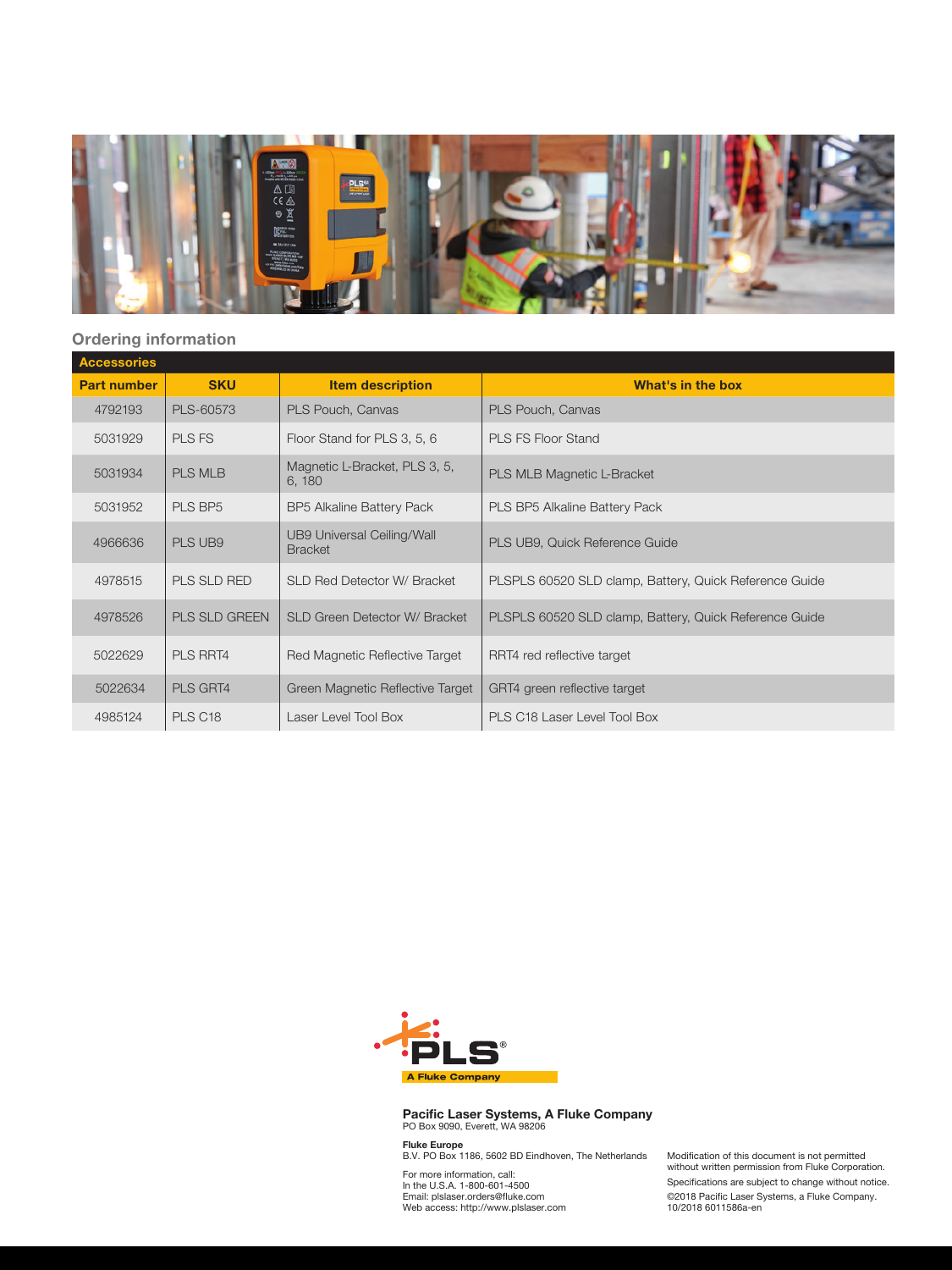## Ordering information

| Part number | SKU | Item description | What's in the box |
|---|---|---|---|
| **Accessories** | | | |
| 4792193 | PLS-60573 | PLS Pouch, Canvas | PLS Pouch, Canvas |
| 5031929 | PLS FS | Floor Stand for PLS 3, 5, 6 | PLS FS Floor Stand |
| 5031934 | PLS MLB | Magnetic L-Bracket, PLS 3, 5, 6, 180 | PLS MLB Magnetic L-Bracket |
| 5031952 | PLS BP5 | BP5 Alkaline Battery Pack | PLS BP5 Alkaline Battery Pack |
| 4966636 | PLS UB9 | UB9 Universal Ceiling/Wall Bracket | PLS UB9, Quick Reference Guide |
| 4978515 | PLS SLD RED | SLD Red Detector W/ Bracket | PLSPLS 60520 SLD clamp, Battery, Quick Reference Guide |
| 4978526 | PLS SLD GREEN | SLD Green Detector W/ Bracket | PLSPLS 60520 SLD clamp, Battery, Quick Reference Guide |
| 5022629 | PLS RRT4 | Red Magnetic Reflective Target | RRT4 red reflective target |
| 5022634 | PLS GRT4 | Green Magnetic Reflective Target | GRT4 green reflective target |
| 4985124 | PLS C18 | Laser Level Tool Box | PLS C18 Laser Level Tool Box |

PLS®
A Fluke Company

**Pacific Laser Systems, A Fluke Company**
PO Box 9090, Everett, WA 98206

**Fluke Europe**
B.V. PO Box 1186, 5602 BD Eindhoven, The Netherlands

For more information, call:
In the U.S.A. 1-800-601-4500
Email: plslaser.orders@fluke.com
Web access: http://www.plslaser.com

Modification of this document is not permitted without written permission from Fluke Corporation.

Specifications are subject to change without notice.

©2018 Pacific Laser Systems, a Fluke Company.
10/2018 6011586a-en